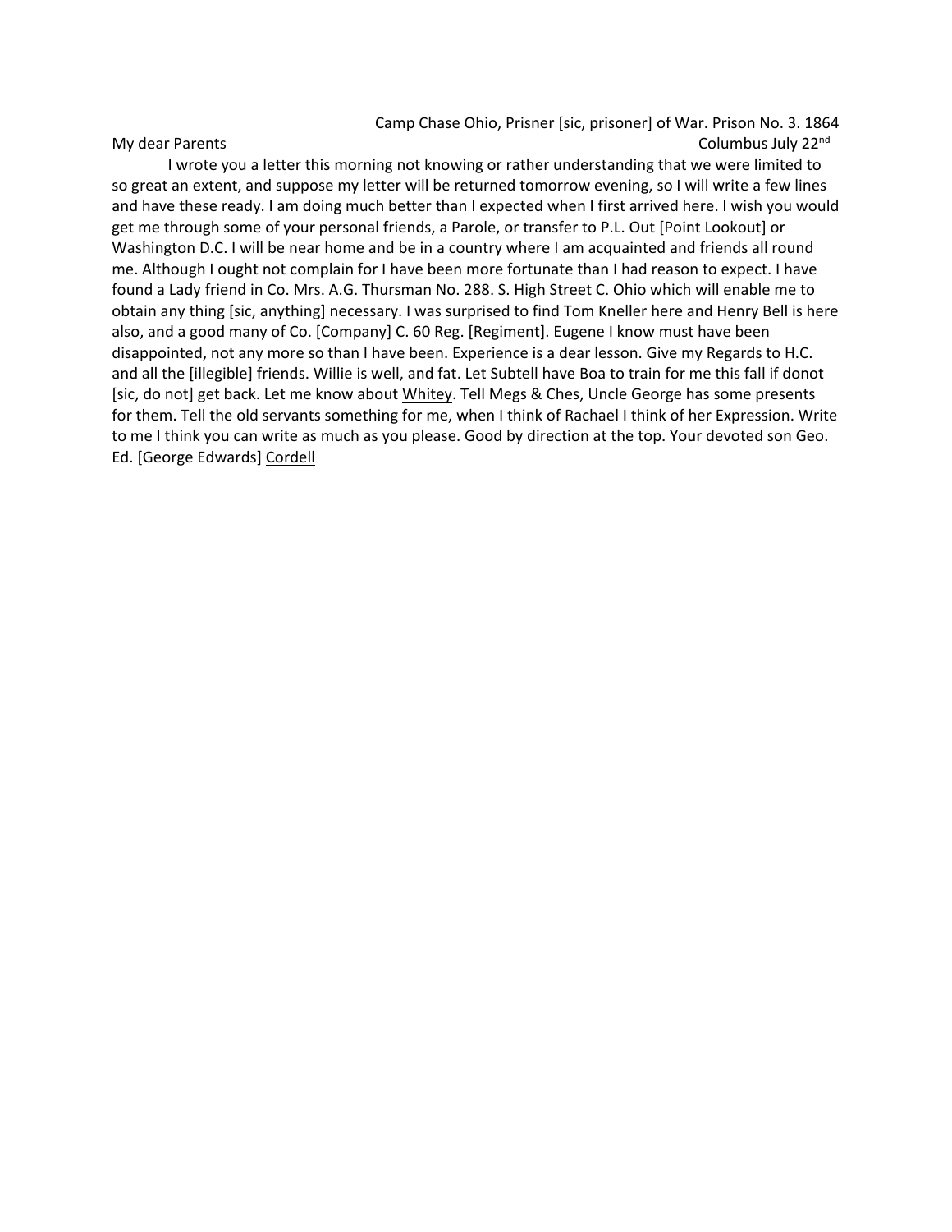Camp Chase Ohio, Prisner [sic, prisoner] of War. Prison No. 3. 1864

My dear Parents

Columbus July 22nd

I wrote you a letter this morning not knowing or rather understanding that we were limited to so great an extent, and suppose my letter will be returned tomorrow evening, so I will write a few lines and have these ready. I am doing much better than I expected when I first arrived here. I wish you would get me through some of your personal friends, a Parole, or transfer to P.L. Out [Point Lookout] or Washington D.C. I will be near home and be in a country where I am acquainted and friends all round me. Although I ought not complain for I have been more fortunate than I had reason to expect. I have found a Lady friend in Co. Mrs. A.G. Thursman No. 288. S. High Street C. Ohio which will enable me to obtain any thing [sic, anything] necessary. I was surprised to find Tom Kneller here and Henry Bell is here also, and a good many of Co. [Company] C. 60 Reg. [Regiment]. Eugene I know must have been disappointed, not any more so than I have been. Experience is a dear lesson. Give my Regards to H.C. and all the [illegible] friends. Willie is well, and fat. Let Subtell have Boa to train for me this fall if donot [sic, do not] get back. Let me know about <u>Whitey</u>. Tell Megs & Ches, Uncle George has some presents for them. Tell the old servants something for me, when I think of Rachael I think of her Expression. Write to me I think you can write as much as you please. Good by direction at the top. Your devoted son Geo. Ed. [George Edwards] <u>Cordell</u>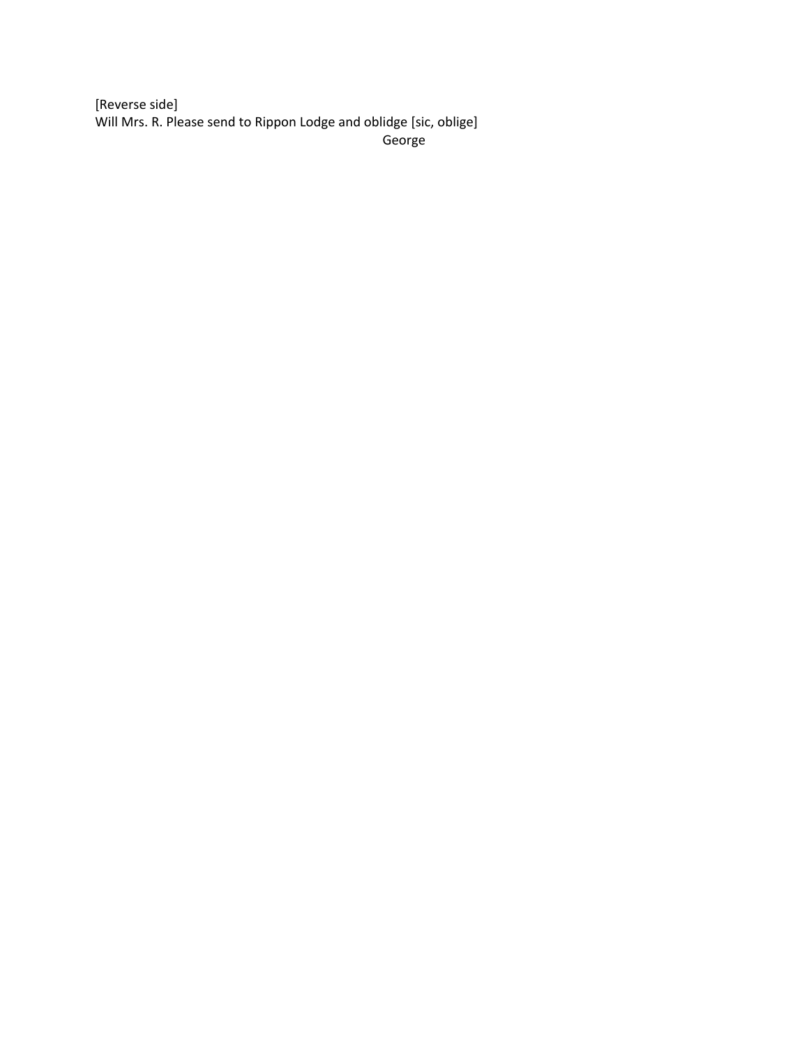[Reverse side]
Will Mrs. R. Please send to Rippon Lodge and oblidge [sic, oblige]

George